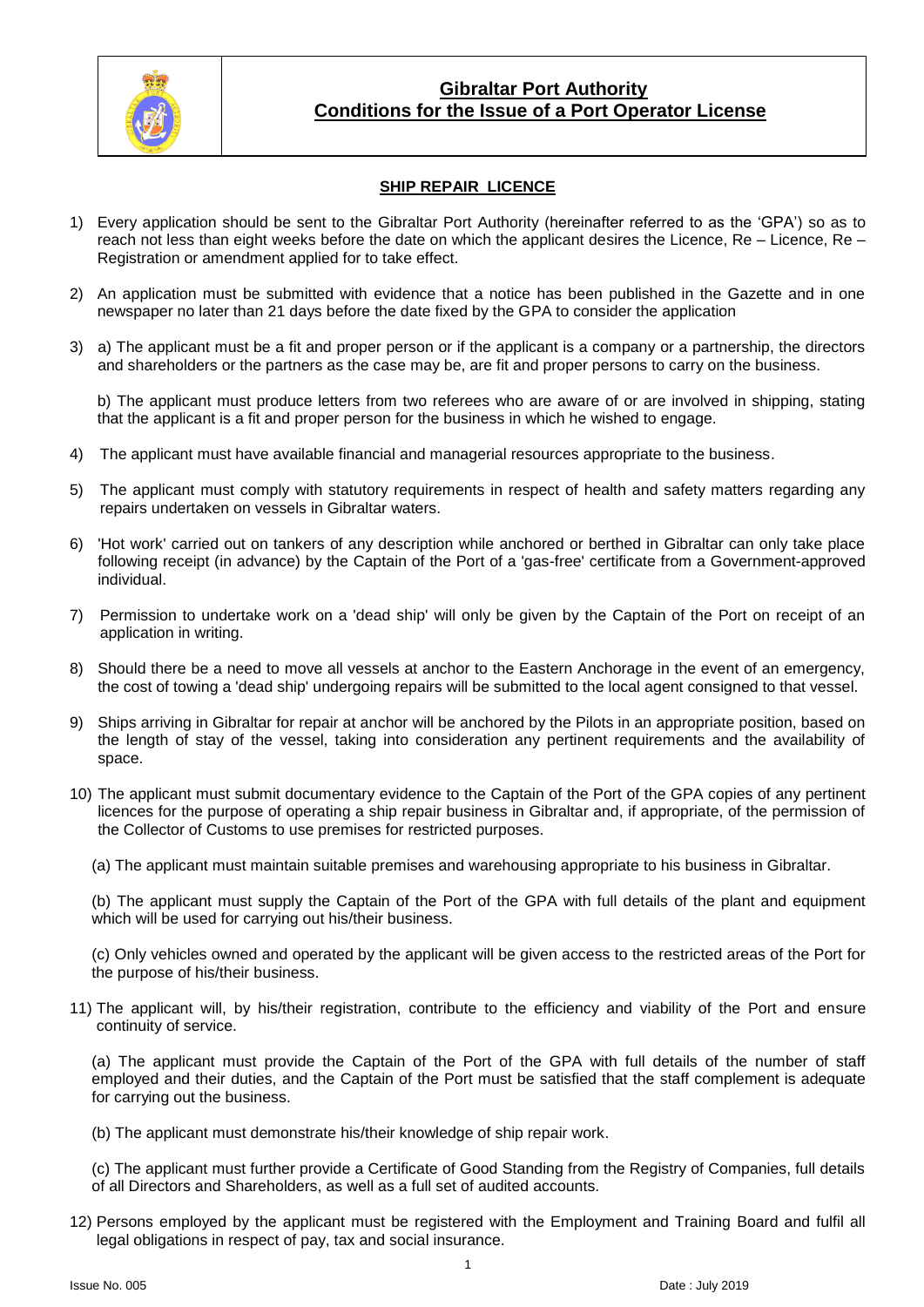# Gibraltar Port Authority
## Conditions for the Issue of a Port Operator License

### SHIP REPAIR LICENCE

1) Every application should be sent to the Gibraltar Port Authority (hereinafter referred to as the 'GPA') so as to reach not less than eight weeks before the date on which the applicant desires the Licence, Re – Licence, Re – Registration or amendment applied for to take effect.

2) An application must be submitted with evidence that a notice has been published in the Gazette and in one newspaper no later than 21 days before the date fixed by the GPA to consider the application

3) a) The applicant must be a fit and proper person or if the applicant is a company or a partnership, the directors and shareholders or the partners as the case may be, are fit and proper persons to carry on the business.

   b) The applicant must produce letters from two referees who are aware of or are involved in shipping, stating that the applicant is a fit and proper person for the business in which he wished to engage.

4) The applicant must have available financial and managerial resources appropriate to the business.

5) The applicant must comply with statutory requirements in respect of health and safety matters regarding any repairs undertaken on vessels in Gibraltar waters.

6) 'Hot work' carried out on tankers of any description while anchored or berthed in Gibraltar can only take place following receipt (in advance) by the Captain of the Port of a 'gas-free' certificate from a Government-approved individual.

7) Permission to undertake work on a 'dead ship' will only be given by the Captain of the Port on receipt of an application in writing.

8) Should there be a need to move all vessels at anchor to the Eastern Anchorage in the event of an emergency, the cost of towing a 'dead ship' undergoing repairs will be submitted to the local agent consigned to that vessel.

9) Ships arriving in Gibraltar for repair at anchor will be anchored by the Pilots in an appropriate position, based on the length of stay of the vessel, taking into consideration any pertinent requirements and the availability of space.

10) The applicant must submit documentary evidence to the Captain of the Port of the GPA copies of any pertinent licences for the purpose of operating a ship repair business in Gibraltar and, if appropriate, of the permission of the Collector of Customs to use premises for restricted purposes.

    (a) The applicant must maintain suitable premises and warehousing appropriate to his business in Gibraltar.

    (b) The applicant must supply the Captain of the Port of the GPA with full details of the plant and equipment which will be used for carrying out his/their business.

    (c) Only vehicles owned and operated by the applicant will be given access to the restricted areas of the Port for the purpose of his/their business.

11) The applicant will, by his/their registration, contribute to the efficiency and viability of the Port and ensure continuity of service.

    (a) The applicant must provide the Captain of the Port of the GPA with full details of the number of staff employed and their duties, and the Captain of the Port must be satisfied that the staff complement is adequate for carrying out the business.

    (b) The applicant must demonstrate his/their knowledge of ship repair work.

    (c) The applicant must further provide a Certificate of Good Standing from the Registry of Companies, full details of all Directors and Shareholders, as well as a full set of audited accounts.

12) Persons employed by the applicant must be registered with the Employment and Training Board and fulfil all legal obligations in respect of pay, tax and social insurance.

Issue No. 005 — Date : July 2019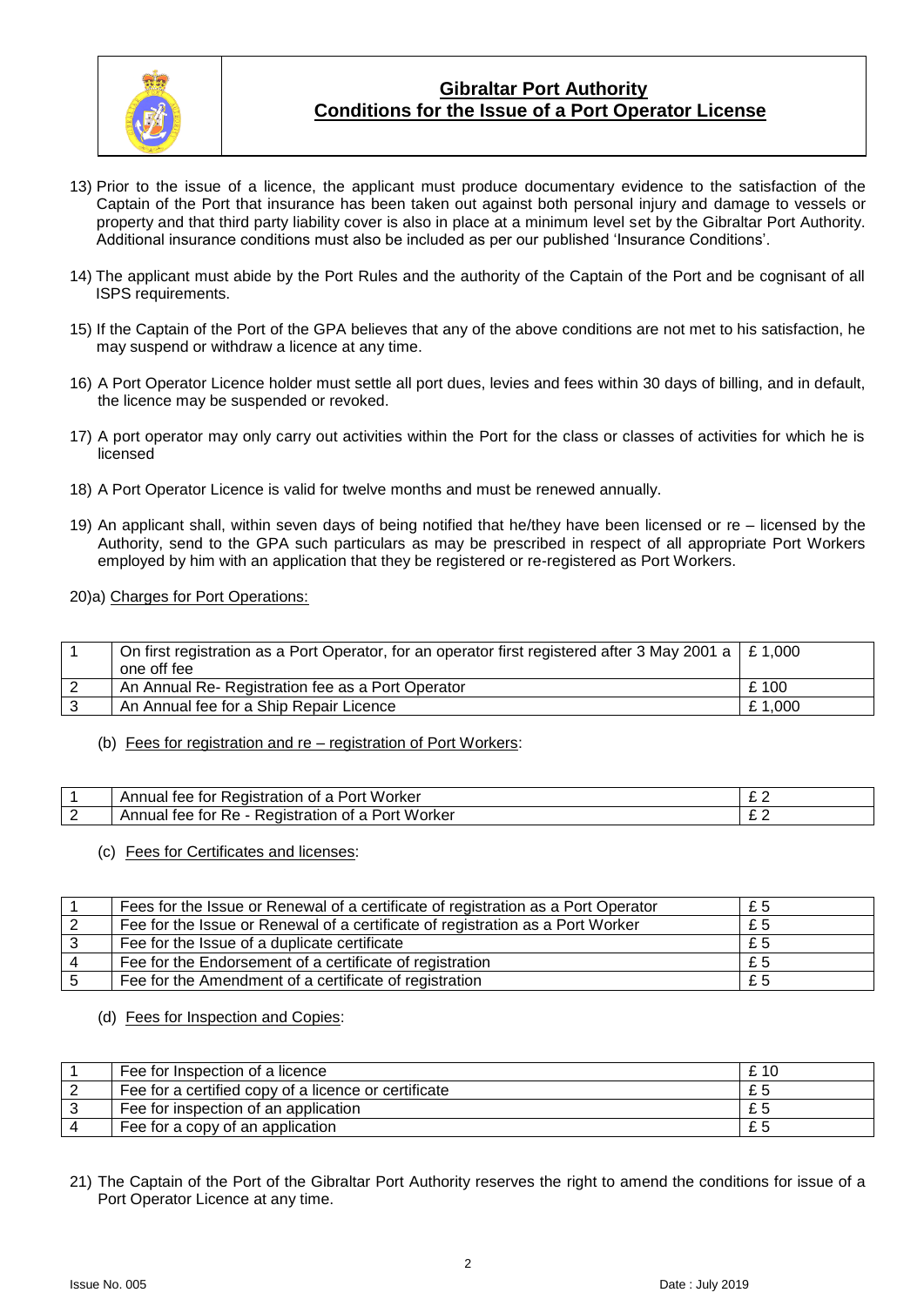13) Prior to the issue of a licence, the applicant must produce documentary evidence to the satisfaction of the Captain of the Port that insurance has been taken out against both personal injury and damage to vessels or property and that third party liability cover is also in place at a minimum level set by the Gibraltar Port Authority. Additional insurance conditions must also be included as per our published 'Insurance Conditions'.

14) The applicant must abide by the Port Rules and the authority of the Captain of the Port and be cognisant of all ISPS requirements.

15) If the Captain of the Port of the GPA believes that any of the above conditions are not met to his satisfaction, he may suspend or withdraw a licence at any time.

16) A Port Operator Licence holder must settle all port dues, levies and fees within 30 days of billing, and in default, the licence may be suspended or revoked.

17) A port operator may only carry out activities within the Port for the class or classes of activities for which he is licensed

18) A Port Operator Licence is valid for twelve months and must be renewed annually.

19) An applicant shall, within seven days of being notified that he/they have been licensed or re – licensed by the Authority, send to the GPA such particulars as may be prescribed in respect of all appropriate Port Workers employed by him with an application that they be registered or re-registered as Port Workers.

20)a) Charges for Port Operations:

| | | |
|---|---|---|
| 1 | On first registration as a Port Operator, for an operator first registered after 3 May 2001 a one off fee | £ 1,000 |
| 2 | An Annual Re- Registration fee as a Port Operator | £ 100 |
| 3 | An Annual fee for a Ship Repair Licence | £ 1,000 |

(b) Fees for registration and re – registration of Port Workers:

| | | |
|---|---|---|
| 1 | Annual fee for Registration of a Port Worker | £ 2 |
| 2 | Annual fee for Re - Registration of a Port Worker | £ 2 |

(c) Fees for Certificates and licenses:

| | | |
|---|---|---|
| 1 | Fees for the Issue or Renewal of a certificate of registration as a Port Operator | £ 5 |
| 2 | Fee for the Issue or Renewal of a certificate of registration as a Port Worker | £ 5 |
| 3 | Fee for the Issue of a duplicate certificate | £ 5 |
| 4 | Fee for the Endorsement of a certificate of registration | £ 5 |
| 5 | Fee for the Amendment of a certificate of registration | £ 5 |

(d) Fees for Inspection and Copies:

| | | |
|---|---|---|
| 1 | Fee for Inspection of a licence | £ 10 |
| 2 | Fee for a certified copy of a licence or certificate | £ 5 |
| 3 | Fee for inspection of an application | £ 5 |
| 4 | Fee for a copy of an application | £ 5 |

21) The Captain of the Port of the Gibraltar Port Authority reserves the right to amend the conditions for issue of a Port Operator Licence at any time.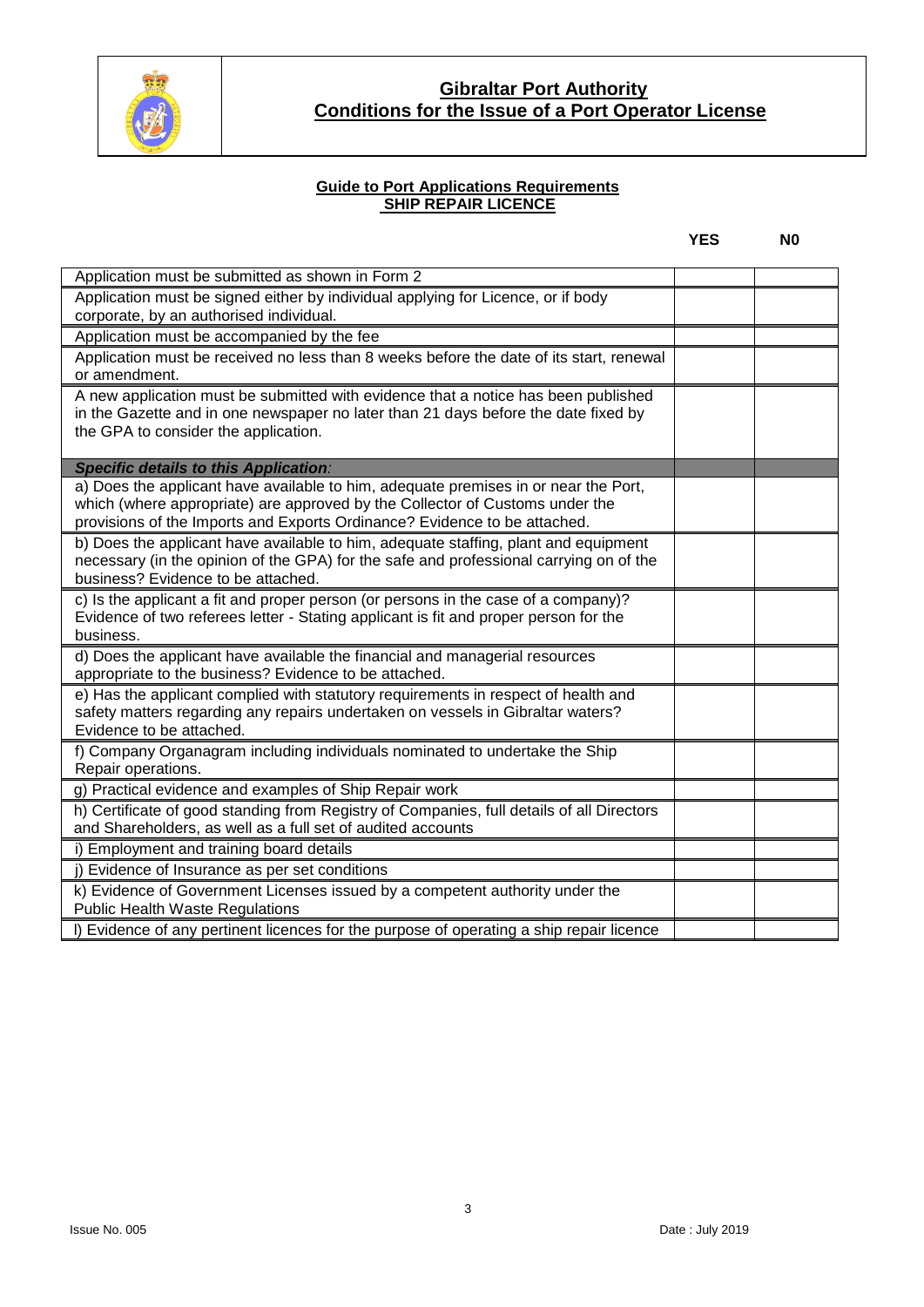# Gibraltar Port Authority
# Conditions for the Issue of a Port Operator License

## Guide to Port Applications Requirements
## SHIP REPAIR LICENCE

| | YES | N0 |
|---|---|---|
| Application must be submitted as shown in Form 2 | | |
| Application must be signed either by individual applying for Licence, or if body corporate, by an authorised individual. | | |
| Application must be accompanied by the fee | | |
| Application must be received no less than 8 weeks before the date of its start, renewal or amendment. | | |
| A new application must be submitted with evidence that a notice has been published in the Gazette and in one newspaper no later than 21 days before the date fixed by the GPA to consider the application. | | |
| ***Specific details to this Application:*** | | |
| a) Does the applicant have available to him, adequate premises in or near the Port, which (where appropriate) are approved by the Collector of Customs under the provisions of the Imports and Exports Ordinance? Evidence to be attached. | | |
| b) Does the applicant have available to him, adequate staffing, plant and equipment necessary (in the opinion of the GPA) for the safe and professional carrying on of the business? Evidence to be attached. | | |
| c) Is the applicant a fit and proper person (or persons in the case of a company)? Evidence of two referees letter - Stating applicant is fit and proper person for the business. | | |
| d) Does the applicant have available the financial and managerial resources appropriate to the business? Evidence to be attached. | | |
| e) Has the applicant complied with statutory requirements in respect of health and safety matters regarding any repairs undertaken on vessels in Gibraltar waters? Evidence to be attached. | | |
| f) Company Organagram including individuals nominated to undertake the Ship Repair operations. | | |
| g) Practical evidence and examples of Ship Repair work | | |
| h) Certificate of good standing from Registry of Companies, full details of all Directors and Shareholders, as well as a full set of audited accounts | | |
| i) Employment and training board details | | |
| j) Evidence of Insurance as per set conditions | | |
| k) Evidence of Government Licenses issued by a competent authority under the Public Health Waste Regulations | | |
| l) Evidence of any pertinent licences for the purpose of operating a ship repair licence | | |

Issue No. 005

Date : July 2019